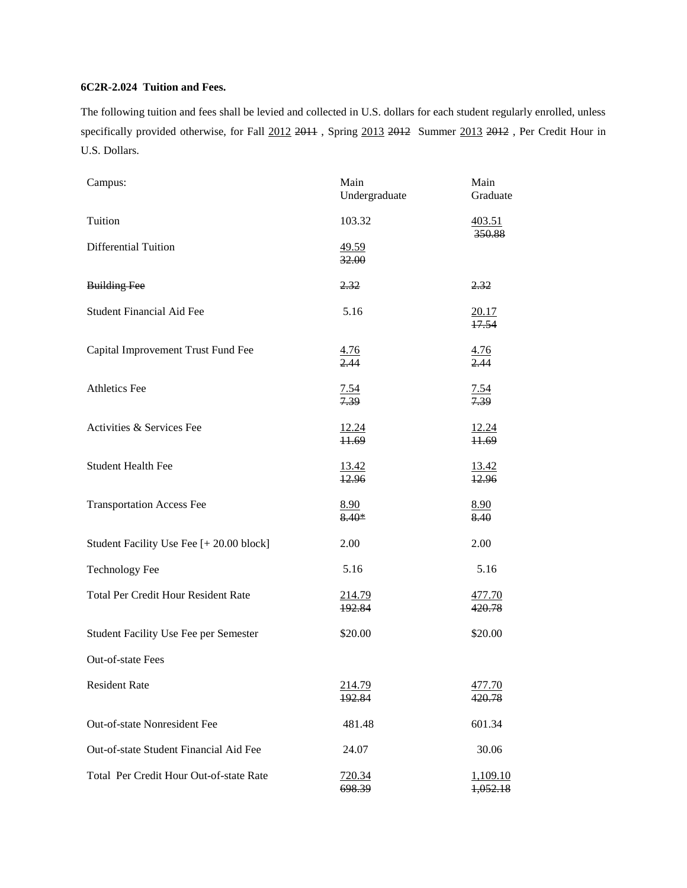**6C2R-2.024 Tuition and Fees.**

The following tuition and fees shall be levied and collected in U.S. dollars for each student regularly enrolled, unless specifically provided otherwise, for Fall <u>2012</u> ~~2011~~ , Spring <u>2013</u> ~~2012~~ Summer <u>2013</u> ~~2012~~ , Per Credit Hour in U.S. Dollars.

| Campus: | Main Undergraduate | Main Graduate |
|---|---|---|
| Tuition | 103.32 | <u>403.51</u> ~~350.88~~ |
| Differential Tuition | <u>49.59</u> ~~32.00~~ | |
| ~~Building Fee~~ | ~~2.32~~ | ~~2.32~~ |
| Student Financial Aid Fee | 5.16 | <u>20.17</u> ~~17.54~~ |
| Capital Improvement Trust Fund Fee | <u>4.76</u> ~~2.44~~ | <u>4.76</u> ~~2.44~~ |
| Athletics Fee | <u>7.54</u> ~~7.39~~ | <u>7.54</u> ~~7.39~~ |
| Activities & Services Fee | <u>12.24</u> ~~11.69~~ | <u>12.24</u> ~~11.69~~ |
| Student Health Fee | <u>13.42</u> ~~12.96~~ | <u>13.42</u> ~~12.96~~ |
| Transportation Access Fee | <u>8.90</u> ~~8.40*~~ | <u>8.90</u> ~~8.40~~ |
| Student Facility Use Fee [+ 20.00 block] | 2.00 | 2.00 |
| Technology Fee | 5.16 | 5.16 |
| Total Per Credit Hour Resident Rate | <u>214.79</u> ~~192.84~~ | <u>477.70</u> ~~420.78~~ |
| Student Facility Use Fee per Semester | $20.00 | $20.00 |
| Out-of-state Fees | | |
| Resident Rate | <u>214.79</u> ~~192.84~~ | <u>477.70</u> ~~420.78~~ |
| Out-of-state Nonresident Fee | 481.48 | 601.34 |
| Out-of-state Student Financial Aid Fee | 24.07 | 30.06 |
| Total Per Credit Hour Out-of-state Rate | <u>720.34</u> ~~698.39~~ | <u>1,109.10</u> ~~1,052.18~~ |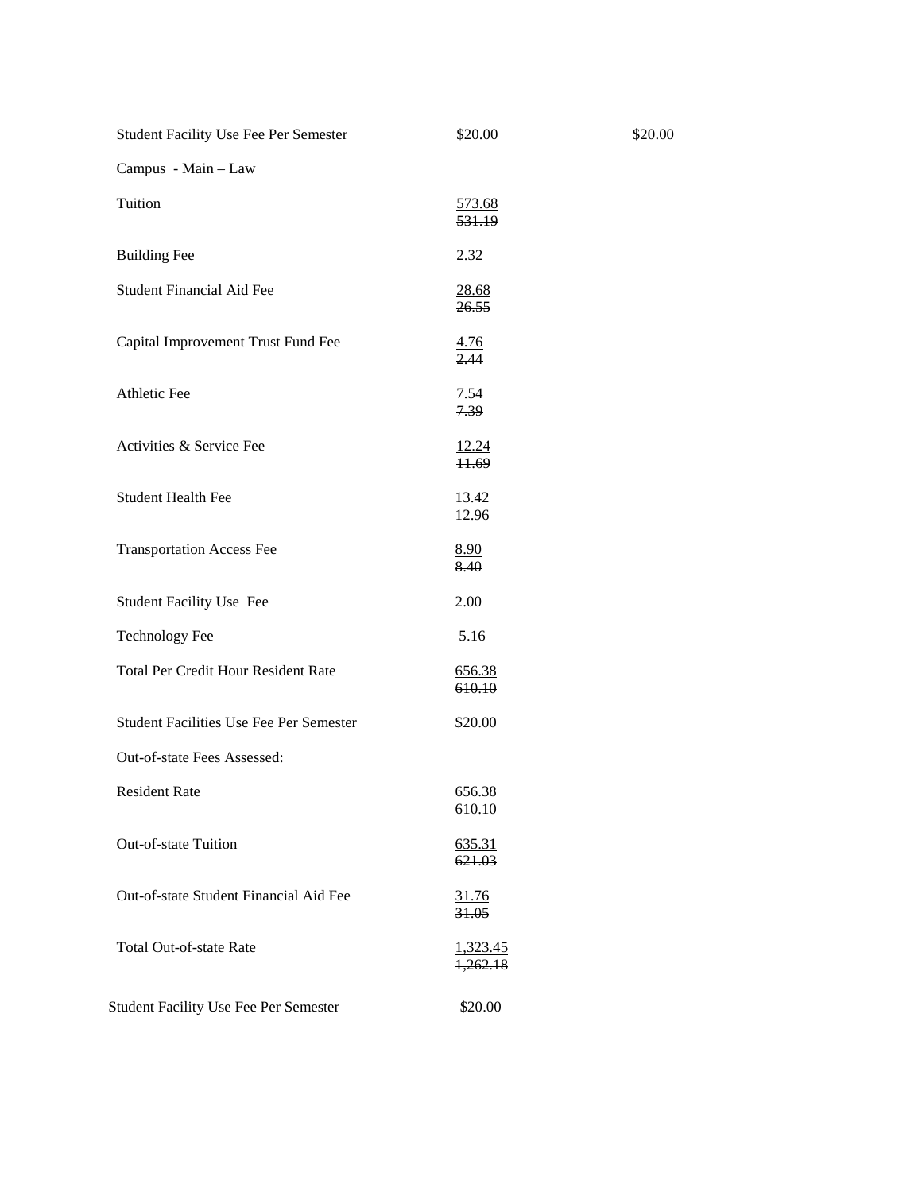| | | |
|---|---|---|
| Student Facility Use Fee Per Semester | $20.00 | $20.00 |
| Campus - Main – Law | | |
| Tuition | <u>573.68</u> ~~531.19~~ | |
| ~~Building Fee~~ | ~~2.32~~ | |
| Student Financial Aid Fee | <u>28.68</u> ~~26.55~~ | |
| Capital Improvement Trust Fund Fee | <u>4.76</u> ~~2.44~~ | |
| Athletic Fee | <u>7.54</u> ~~7.39~~ | |
| Activities & Service Fee | <u>12.24</u> ~~11.69~~ | |
| Student Health Fee | <u>13.42</u> ~~12.96~~ | |
| Transportation Access Fee | <u>8.90</u> ~~8.40~~ | |
| Student Facility Use Fee | 2.00 | |
| Technology Fee | 5.16 | |
| Total Per Credit Hour Resident Rate | <u>656.38</u> ~~610.10~~ | |
| Student Facilities Use Fee Per Semester | $20.00 | |
| Out-of-state Fees Assessed: | | |
| Resident Rate | <u>656.38</u> ~~610.10~~ | |
| Out-of-state Tuition | <u>635.31</u> ~~621.03~~ | |
| Out-of-state Student Financial Aid Fee | <u>31.76</u> ~~31.05~~ | |
| Total Out-of-state Rate | <u>1,323.45</u> ~~1,262.18~~ | |
| Student Facility Use Fee Per Semester | $20.00 | |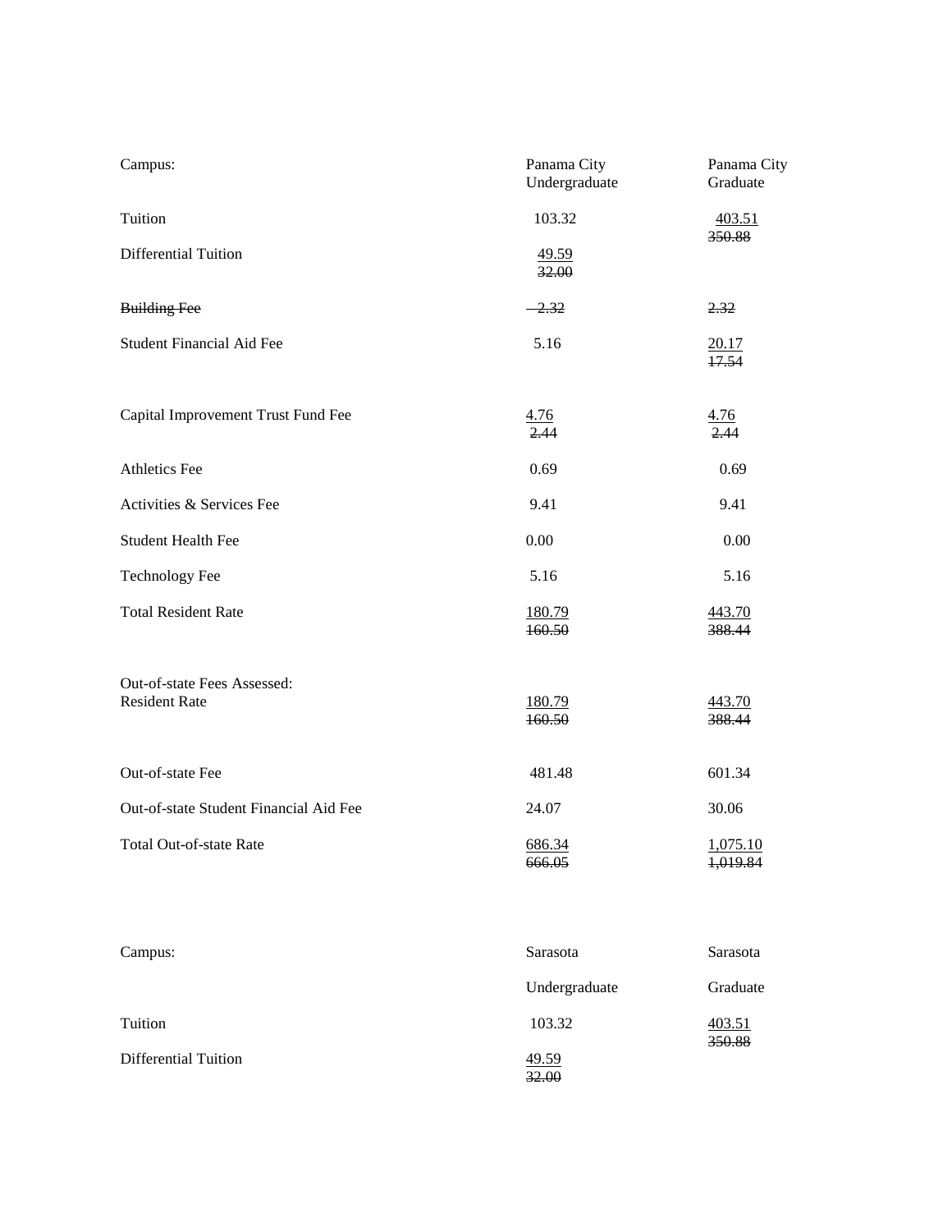| Campus: | Panama City Undergraduate | Panama City Graduate |
|---|---|---|
| Tuition | 103.32 | <u>403.51</u> ~~350.88~~ |
| Differential Tuition | <u>49.59</u> ~~32.00~~ | |
| ~~Building Fee~~ | ~~2.32~~ | ~~2.32~~ |
| Student Financial Aid Fee | 5.16 | <u>20.17</u> ~~17.54~~ |
| Capital Improvement Trust Fund Fee | <u>4.76</u> ~~2.44~~ | <u>4.76</u> ~~2.44~~ |
| Athletics Fee | 0.69 | 0.69 |
| Activities & Services Fee | 9.41 | 9.41 |
| Student Health Fee | 0.00 | 0.00 |
| Technology Fee | 5.16 | 5.16 |
| Total Resident Rate | <u>180.79</u> ~~160.50~~ | <u>443.70</u> ~~388.44~~ |
| Out-of-state Fees Assessed: Resident Rate | <u>180.79</u> ~~160.50~~ | <u>443.70</u> ~~388.44~~ |
| Out-of-state Fee | 481.48 | 601.34 |
| Out-of-state Student Financial Aid Fee | 24.07 | 30.06 |
| Total Out-of-state Rate | <u>686.34</u> ~~666.05~~ | <u>1,075.10</u> ~~1,019.84~~ |

| Campus: | Sarasota Undergraduate | Sarasota Graduate |
|---|---|---|
| Tuition | 103.32 | <u>403.51</u> ~~350.88~~ |
| Differential Tuition | <u>49.59</u> ~~32.00~~ | |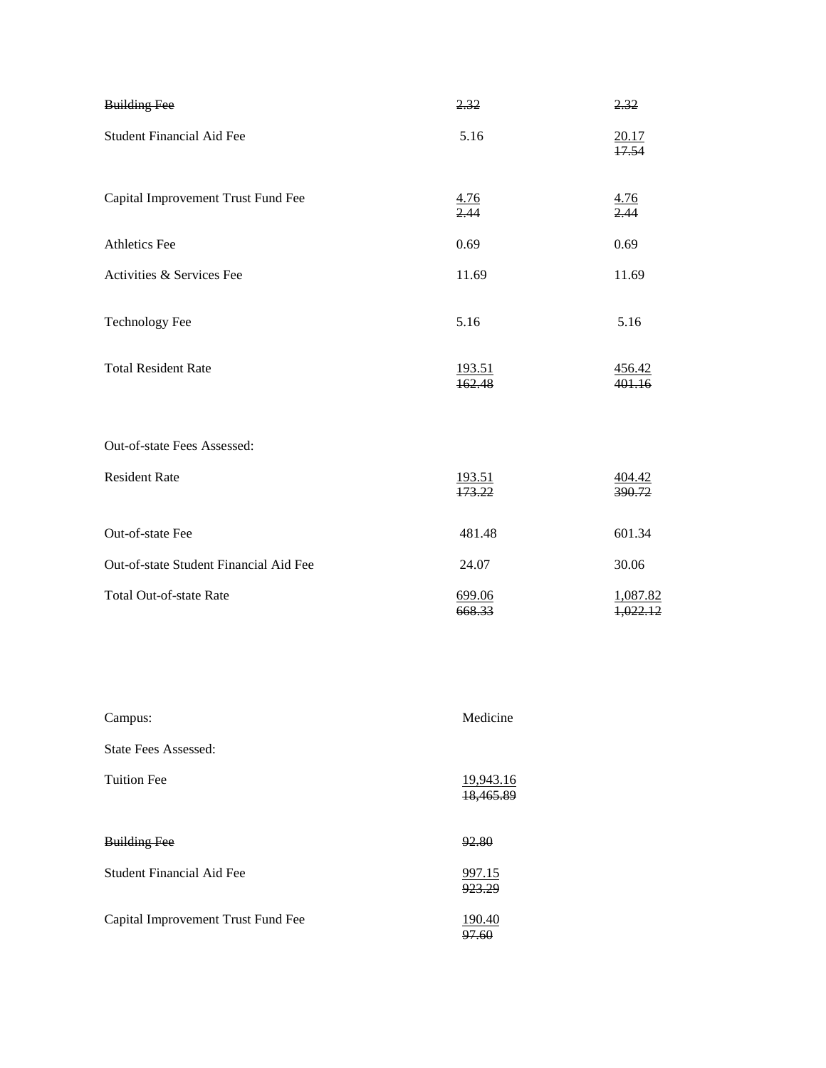| | | |
|---|---|---|
| ~~Building Fee~~ | ~~2.32~~ | ~~2.32~~ |
| Student Financial Aid Fee | 5.16 | <u>20.17</u> ~~17.54~~ |
| Capital Improvement Trust Fund Fee | <u>4.76</u> ~~2.44~~ | <u>4.76</u> ~~2.44~~ |
| Athletics Fee | 0.69 | 0.69 |
| Activities & Services Fee | 11.69 | 11.69 |
| Technology Fee | 5.16 | 5.16 |
| Total Resident Rate | <u>193.51</u> ~~162.48~~ | <u>456.42</u> ~~401.16~~ |
| Out-of-state Fees Assessed: | | |
| Resident Rate | <u>193.51</u> ~~173.22~~ | <u>404.42</u> ~~390.72~~ |
| Out-of-state Fee | 481.48 | 601.34 |
| Out-of-state Student Financial Aid Fee | 24.07 | 30.06 |
| Total Out-of-state Rate | <u>699.06</u> ~~668.33~~ | <u>1,087.82</u> ~~1,022.12~~ |

| | |
|---|---|
| Campus: | Medicine |
| State Fees Assessed: | |
| Tuition Fee | <u>19,943.16</u> ~~18,465.89~~ |
| ~~Building Fee~~ | ~~92.80~~ |
| Student Financial Aid Fee | <u>997.15</u> ~~923.29~~ |
| Capital Improvement Trust Fund Fee | <u>190.40</u> ~~97.60~~ |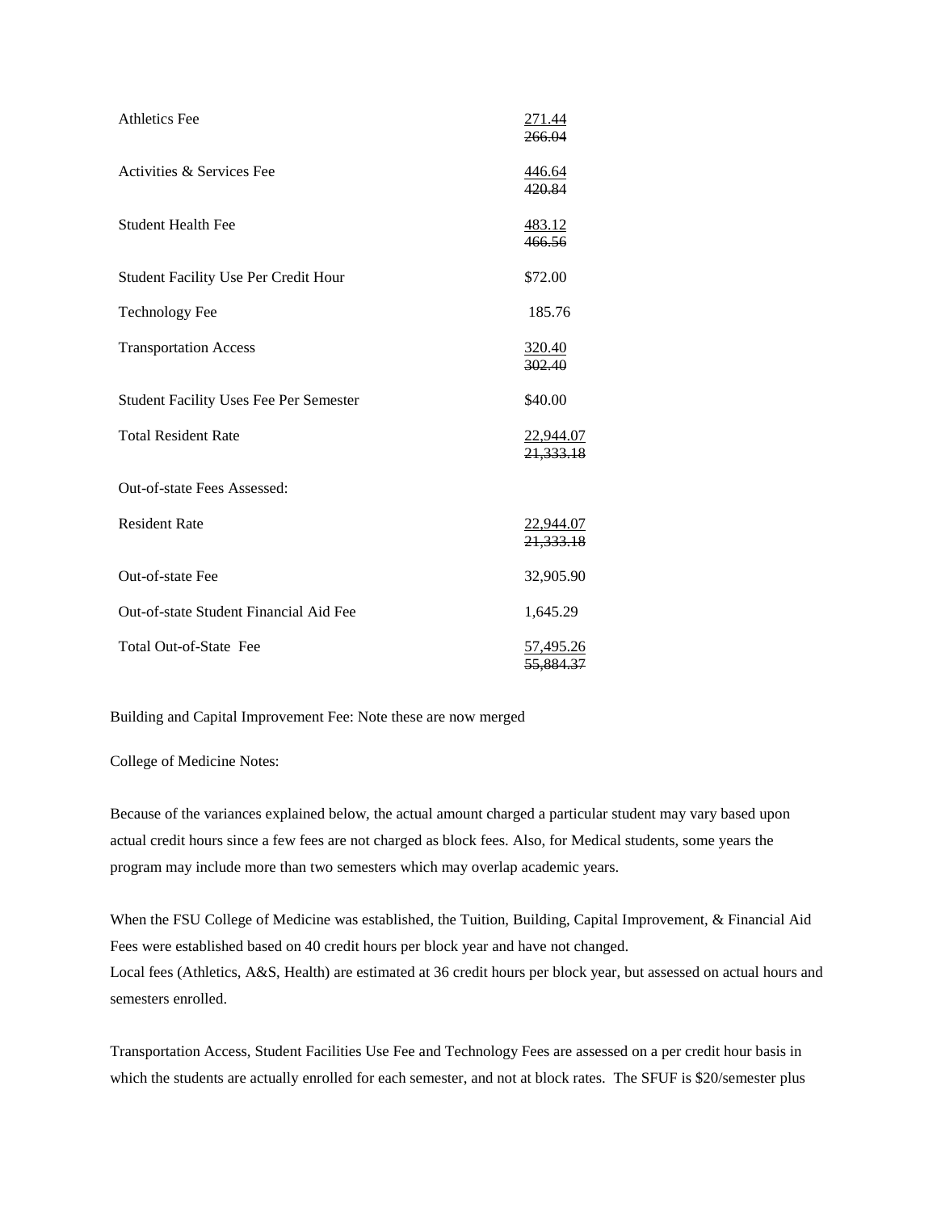| | |
|---|---|
| Athletics Fee | <u>271.44</u> ~~266.04~~ |
| Activities & Services Fee | <u>446.64</u> ~~420.84~~ |
| Student Health Fee | <u>483.12</u> ~~466.56~~ |
| Student Facility Use Per Credit Hour | $72.00 |
| Technology Fee | 185.76 |
| Transportation Access | <u>320.40</u> ~~302.40~~ |
| Student Facility Uses Fee Per Semester | $40.00 |
| Total Resident Rate | <u>22,944.07</u> ~~21,333.18~~ |
| Out-of-state Fees Assessed: | |
| Resident Rate | <u>22,944.07</u> ~~21,333.18~~ |
| Out-of-state Fee | 32,905.90 |
| Out-of-state Student Financial Aid Fee | 1,645.29 |
| Total Out-of-State Fee | <u>57,495.26</u> ~~55,884.37~~ |

Building and Capital Improvement Fee: Note these are now merged

College of Medicine Notes:

Because of the variances explained below, the actual amount charged a particular student may vary based upon actual credit hours since a few fees are not charged as block fees. Also, for Medical students, some years the program may include more than two semesters which may overlap academic years.

When the FSU College of Medicine was established, the Tuition, Building, Capital Improvement, & Financial Aid Fees were established based on 40 credit hours per block year and have not changed.
Local fees (Athletics, A&S, Health) are estimated at 36 credit hours per block year, but assessed on actual hours and semesters enrolled.

Transportation Access, Student Facilities Use Fee and Technology Fees are assessed on a per credit hour basis in which the students are actually enrolled for each semester, and not at block rates. The SFUF is $20/semester plus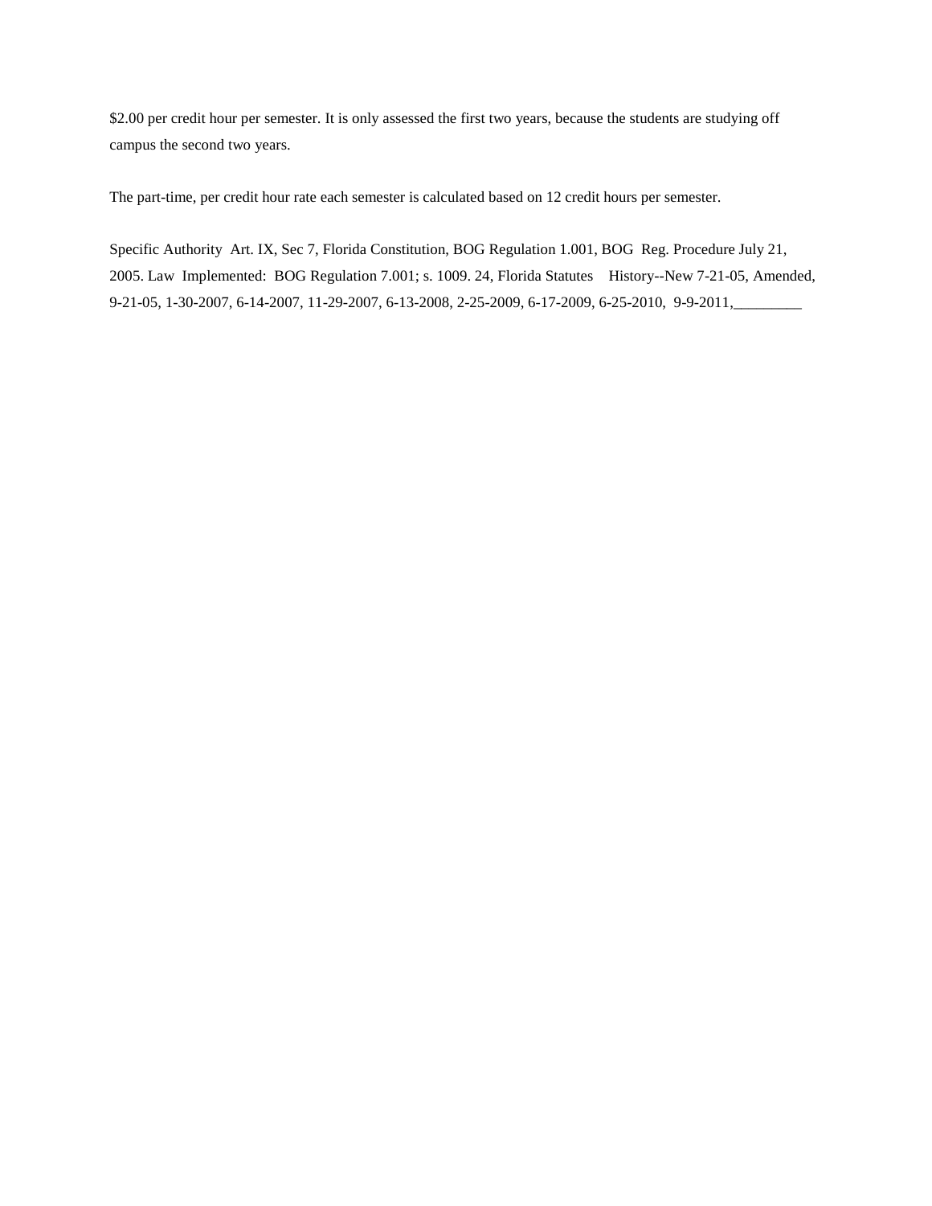$2.00 per credit hour per semester. It is only assessed the first two years, because the students are studying off campus the second two years.

The part-time, per credit hour rate each semester is calculated based on 12 credit hours per semester.

Specific Authority Art. IX, Sec 7, Florida Constitution, BOG Regulation 1.001, BOG Reg. Procedure July 21, 2005. Law Implemented: BOG Regulation 7.001; s. 1009. 24, Florida Statutes History--New 7-21-05, Amended, 9-21-05, 1-30-2007, 6-14-2007, 11-29-2007, 6-13-2008, 2-25-2009, 6-17-2009, 6-25-2010, 9-9-2011,_________